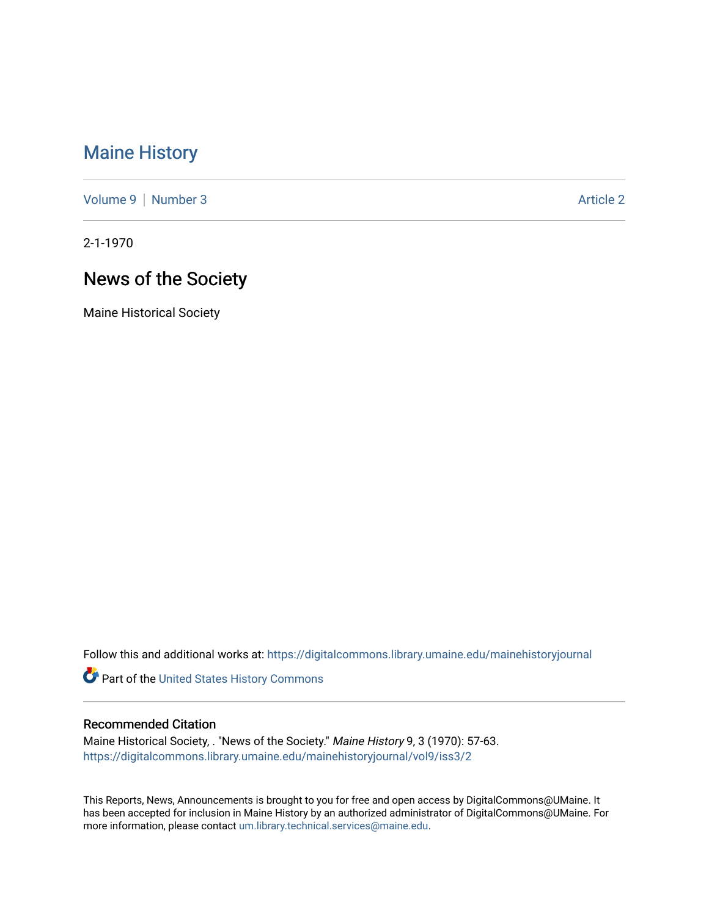# Maine History

Volume 9 | Number 3 — Article 2

2-1-1970

## News of the Society

Maine Historical Society

Follow this and additional works at: https://digitalcommons.library.umaine.edu/mainehistoryjournal

Part of the United States History Commons

### Recommended Citation

Maine Historical Society, . "News of the Society." *Maine History* 9, 3 (1970): 57-63.
https://digitalcommons.library.umaine.edu/mainehistoryjournal/vol9/iss3/2

This Reports, News, Announcements is brought to you for free and open access by DigitalCommons@UMaine. It has been accepted for inclusion in Maine History by an authorized administrator of DigitalCommons@UMaine. For more information, please contact um.library.technical.services@maine.edu.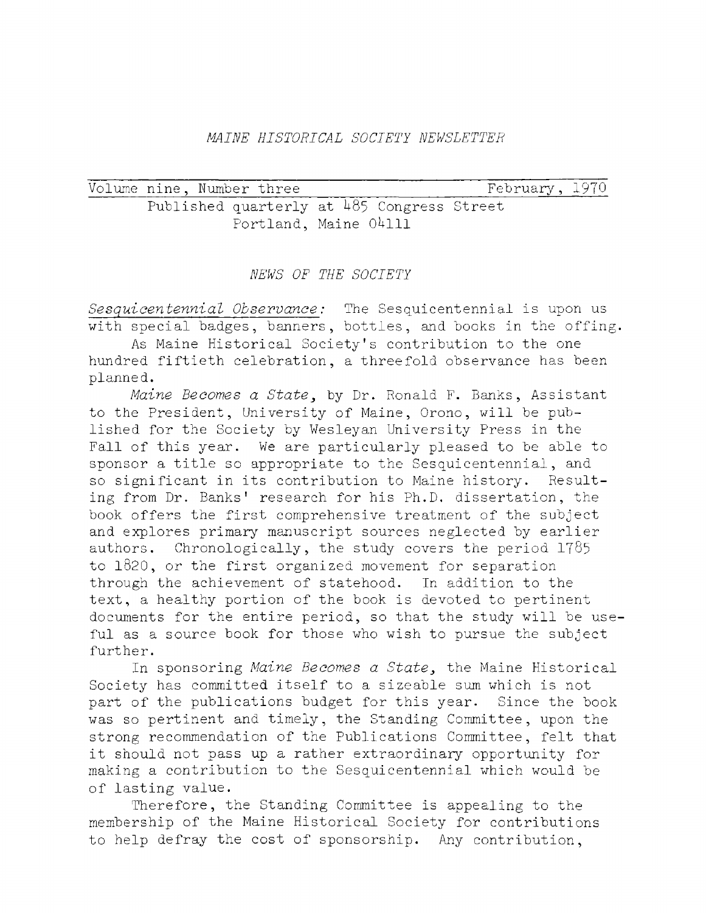*MAINE HISTORICAL SOCIETY NEWSLETTER*

Volume nine, Number three February, 1970

Published quarterly at 485 Congress Street
Portland, Maine 04111

## *NEWS OF THE SOCIETY*

*Sesquicentennial Observance:* The Sesquicentennial is upon us with special badges, banners, bottles, and books in the offing.

As Maine Historical Society's contribution to the one hundred fiftieth celebration, a threefold observance has been planned.

*Maine Becomes a State*, by Dr. Ronald F. Banks, Assistant to the President, University of Maine, Orono, will be published for the Society by Wesleyan University Press in the Fall of this year. We are particularly pleased to be able to sponsor a title so appropriate to the Sesquicentennial, and so significant in its contribution to Maine history. Resulting from Dr. Banks' research for his Ph.D. dissertation, the book offers the first comprehensive treatment of the subject and explores primary manuscript sources neglected by earlier authors. Chronologically, the study covers the period 1785 to 1820, or the first organized movement for separation through the achievement of statehood. In addition to the text, a healthy portion of the book is devoted to pertinent documents for the entire period, so that the study will be useful as a source book for those who wish to pursue the subject further.

In sponsoring *Maine Becomes a State*, the Maine Historical Society has committed itself to a sizeable sum which is not part of the publications budget for this year. Since the book was so pertinent and timely, the Standing Committee, upon the strong recommendation of the Publications Committee, felt that it should not pass up a rather extraordinary opportunity for making a contribution to the Sesquicentennial which would be of lasting value.

Therefore, the Standing Committee is appealing to the membership of the Maine Historical Society for contributions to help defray the cost of sponsorship. Any contribution,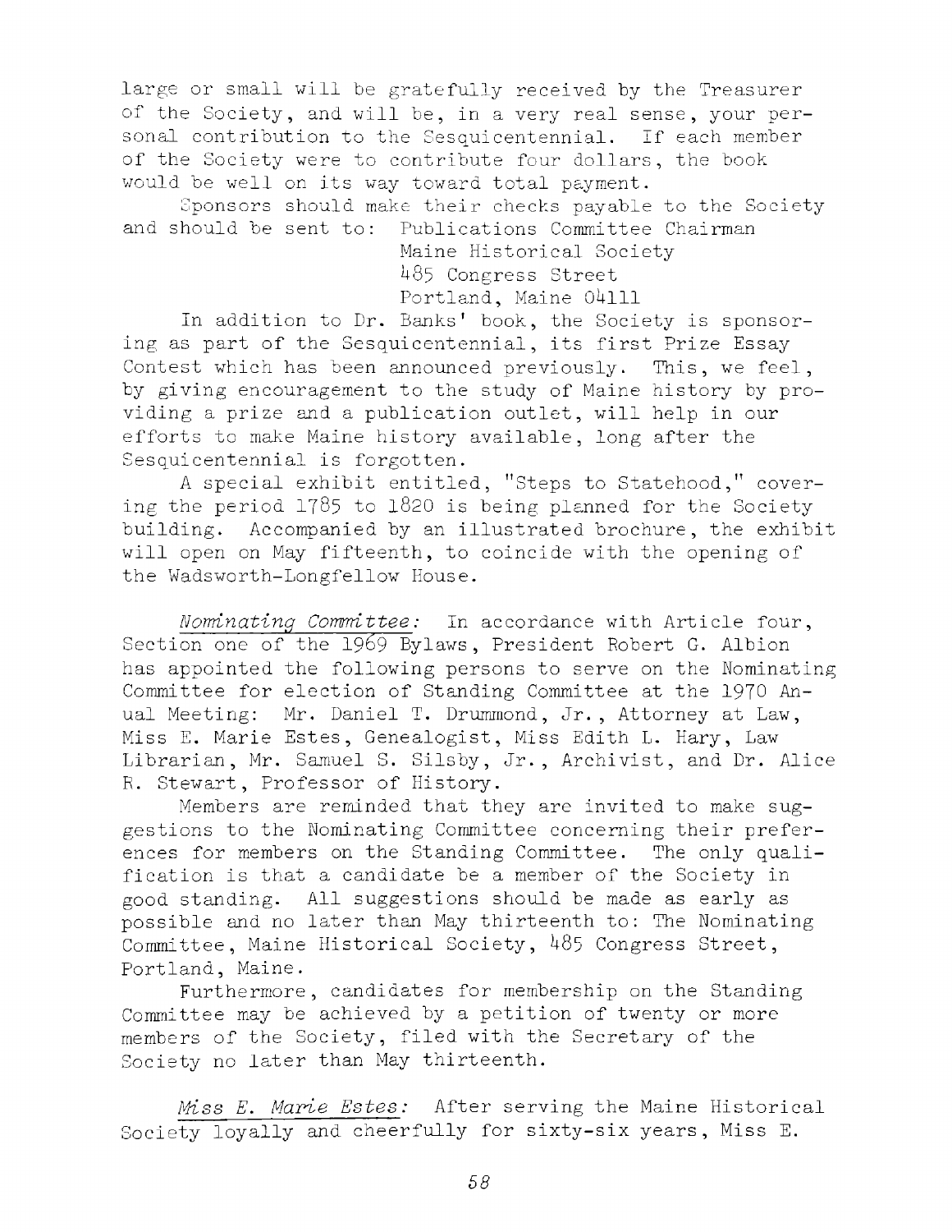large or small will be gratefully received by the Treasurer of the Society, and will be, in a very real sense, your personal contribution to the Sesquicentennial. If each member of the Society were to contribute four dollars, the book would be well on its way toward total payment.

Sponsors should make their checks payable to the Society and should be sent to: Publications Committee Chairman
Maine Historical Society
485 Congress Street
Portland, Maine 04111

In addition to Dr. Banks' book, the Society is sponsoring as part of the Sesquicentennial, its first Prize Essay Contest which has been announced previously. This, we feel, by giving encouragement to the study of Maine history by providing a prize and a publication outlet, will help in our efforts to make Maine history available, long after the Sesquicentennial is forgotten.

A special exhibit entitled, "Steps to Statehood," covering the period 1785 to 1820 is being planned for the Society building. Accompanied by an illustrated brochure, the exhibit will open on May fifteenth, to coincide with the opening of the Wadsworth-Longfellow House.

*Nominating Committee:* In accordance with Article four, Section one of the 1969 Bylaws, President Robert G. Albion has appointed the following persons to serve on the Nominating Committee for election of Standing Committee at the 1970 Anual Meeting: Mr. Daniel T. Drummond, Jr., Attorney at Law, Miss E. Marie Estes, Genealogist, Miss Edith L. Hary, Law Librarian, Mr. Samuel S. Silsby, Jr., Archivist, and Dr. Alice R. Stewart, Professor of History.

Members are reminded that they are invited to make suggestions to the Nominating Committee concerning their preferences for members on the Standing Committee. The only qualification is that a candidate be a member of the Society in good standing. All suggestions should be made as early as possible and no later than May thirteenth to: The Nominating Committee, Maine Historical Society, 485 Congress Street, Portland, Maine.

Furthermore, candidates for membership on the Standing Committee may be achieved by a petition of twenty or more members of the Society, filed with the Secretary of the Society no later than May thirteenth.

*Miss E. Marie Estes:* After serving the Maine Historical Society loyally and cheerfully for sixty-six years, Miss E.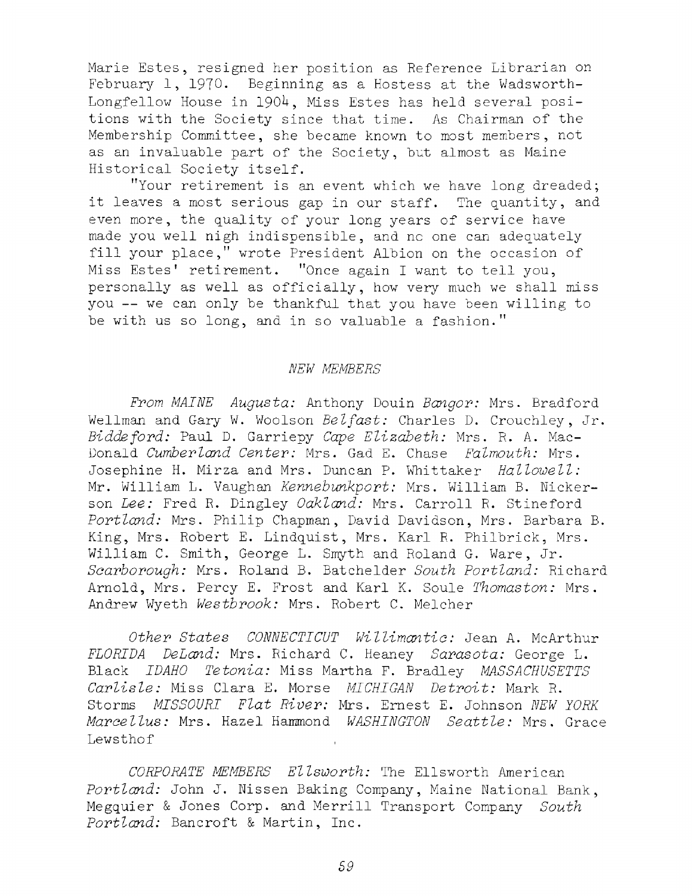Marie Estes, resigned her position as Reference Librarian on February 1, 1970. Beginning as a Hostess at the Wadsworth-Longfellow House in 1904, Miss Estes has held several positions with the Society since that time. As Chairman of the Membership Committee, she became known to most members, not as an invaluable part of the Society, but almost as Maine Historical Society itself.

"Your retirement is an event which we have long dreaded; it leaves a most serious gap in our staff. The quantity, and even more, the quality of your long years of service have made you well nigh indispensible, and no one can adequately fill your place," wrote President Albion on the occasion of Miss Estes' retirement. "Once again I want to tell you, personally as well as officially, how very much we shall miss you -- we can only be thankful that you have been willing to be with us so long, and in so valuable a fashion."

## *NEW MEMBERS*

*From MAINE* *Augusta:* Anthony Douin *Bangor:* Mrs. Bradford Wellman and Gary W. Woolson *Belfast:* Charles D. Crouchley, Jr. *Biddeford:* Paul D. Garriepy *Cape Elizabeth:* Mrs. R. A. MacDonald *Cumberland Center:* Mrs. Gad E. Chase *Falmouth:* Mrs. Josephine H. Mirza and Mrs. Duncan P. Whittaker *Hallowell:* Mr. William L. Vaughan *Kennebunkport:* Mrs. William B. Nickerson *Lee:* Fred R. Dingley *Oakland:* Mrs. Carroll R. Stineford *Portland:* Mrs. Philip Chapman, David Davidson, Mrs. Barbara B. King, Mrs. Robert E. Lindquist, Mrs. Karl R. Philbrick, Mrs. William C. Smith, George L. Smyth and Roland G. Ware, Jr. *Scarborough:* Mrs. Roland B. Batchelder *South Portland:* Richard Arnold, Mrs. Percy E. Frost and Karl K. Soule *Thomaston:* Mrs. Andrew Wyeth *Westbrook:* Mrs. Robert C. Melcher

*Other States* *CONNECTICUT* *Willimantic:* Jean A. McArthur *FLORIDA* *DeLand:* Mrs. Richard C. Heaney *Sarasota:* George L. Black *IDAHO* *Tetonia:* Miss Martha F. Bradley *MASSACHUSETTS* *Carlisle:* Miss Clara E. Morse *MICHIGAN* *Detroit:* Mark R. Storms *MISSOURI* *Flat River:* Mrs. Ernest E. Johnson *NEW YORK* *Marcellus:* Mrs. Hazel Hammond *WASHINGTON* *Seattle:* Mrs. Grace Lewsthof

*CORPORATE MEMBERS* *Ellsworth:* The Ellsworth American *Portland:* John J. Nissen Baking Company, Maine National Bank, Megquier & Jones Corp. and Merrill Transport Company *South Portland:* Bancroft & Martin, Inc.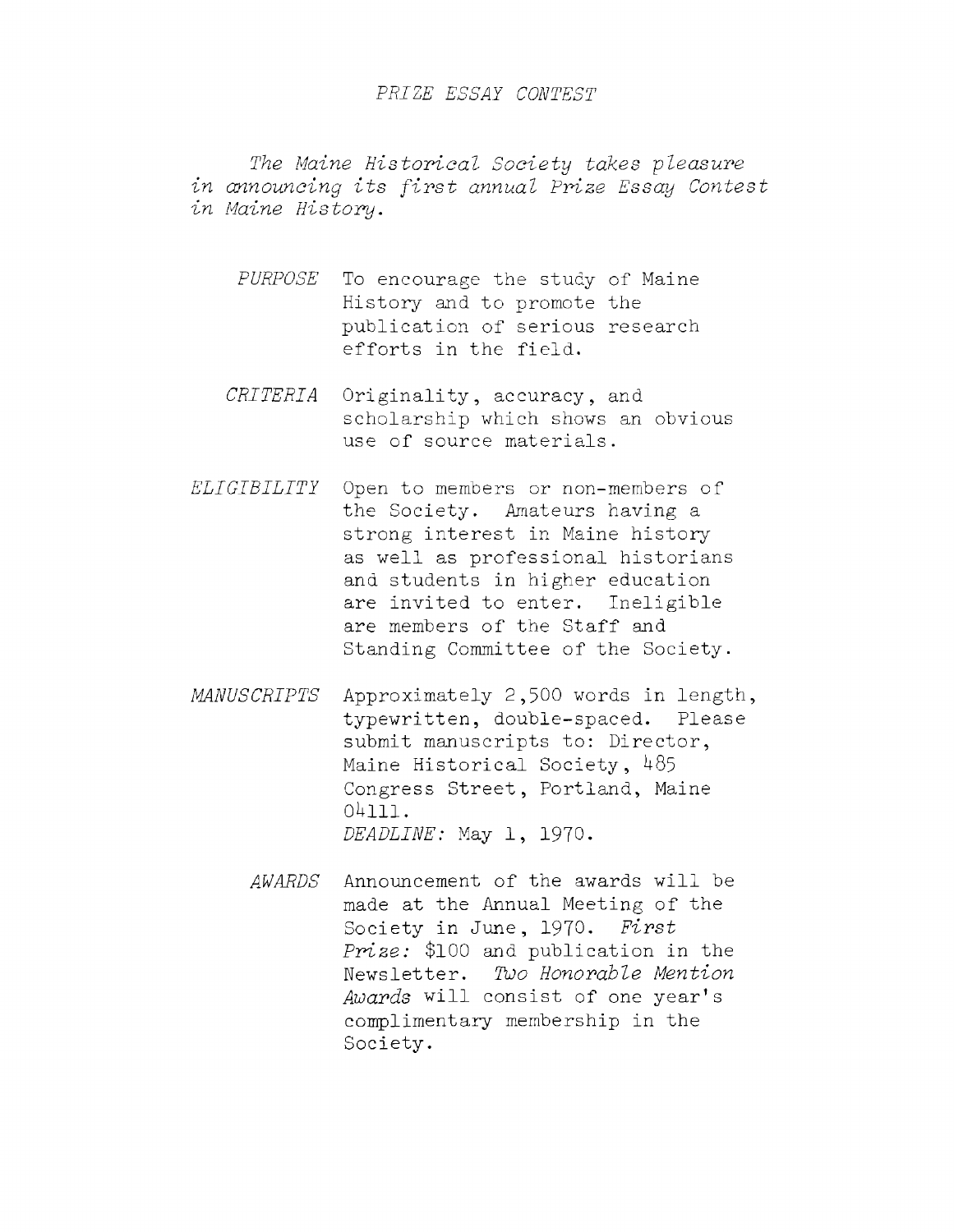# *PRIZE ESSAY CONTEST*

*The Maine Historical Society takes pleasure in announcing its first annual Prize Essay Contest in Maine History.*

*PURPOSE* To encourage the study of Maine History and to promote the publication of serious research efforts in the field.

*CRITERIA* Originality, accuracy, and scholarship which shows an obvious use of source materials.

*ELIGIBILITY* Open to members or non-members of the Society. Amateurs having a strong interest in Maine history as well as professional historians and students in higher education are invited to enter. Ineligible are members of the Staff and Standing Committee of the Society.

*MANUSCRIPTS* Approximately 2,500 words in length, typewritten, double-spaced. Please submit manuscripts to: Director, Maine Historical Society, 485 Congress Street, Portland, Maine 04111.
*DEADLINE:* May 1, 1970.

*AWARDS* Announcement of the awards will be made at the Annual Meeting of the Society in June, 1970. *First Prize:* $100 and publication in the Newsletter. *Two Honorable Mention Awards* will consist of one year's complimentary membership in the Society.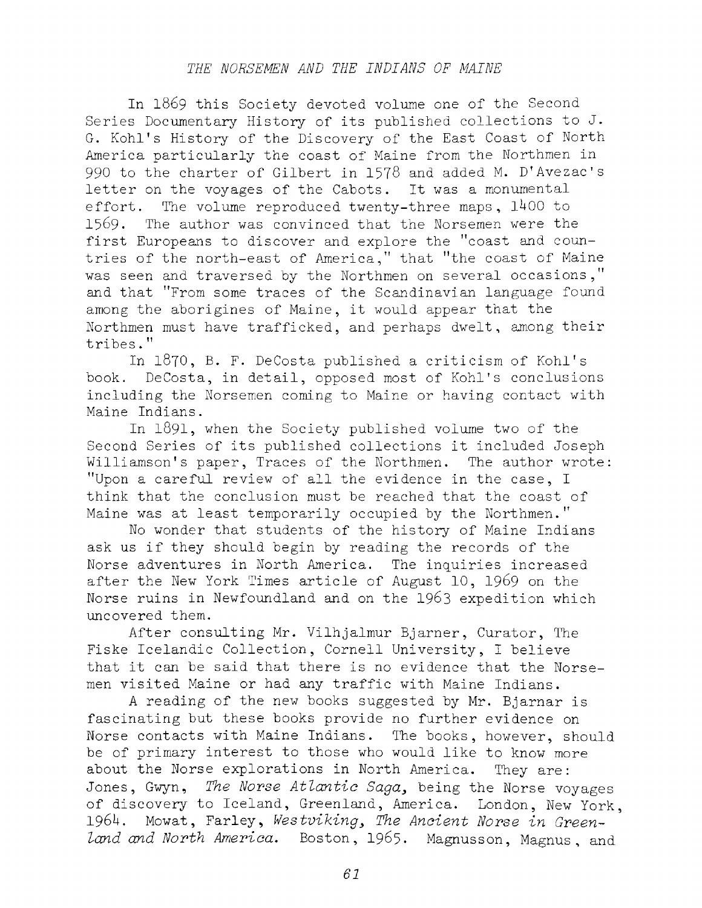*THE NORSEMEN AND THE INDIANS OF MAINE*

In 1869 this Society devoted volume one of the Second Series Documentary History of its published collections to J. G. Kohl's History of the Discovery of the East Coast of North America particularly the coast of Maine from the Northmen in 990 to the charter of Gilbert in 1578 and added M. D'Avezac's letter on the voyages of the Cabots. It was a monumental effort. The volume reproduced twenty-three maps, 1400 to 1569. The author was convinced that the Norsemen were the first Europeans to discover and explore the "coast and countries of the north-east of America," that "the coast of Maine was seen and traversed by the Northmen on several occasions," and that "From some traces of the Scandinavian language found among the aborigines of Maine, it would appear that the Northmen must have trafficked, and perhaps dwelt, among their tribes."

In 1870, B. F. DeCosta published a criticism of Kohl's book. DeCosta, in detail, opposed most of Kohl's conclusions including the Norsemen coming to Maine or having contact with Maine Indians.

In 1891, when the Society published volume two of the Second Series of its published collections it included Joseph Williamson's paper, Traces of the Northmen. The author wrote: "Upon a careful review of all the evidence in the case, I think that the conclusion must be reached that the coast of Maine was at least temporarily occupied by the Northmen."

No wonder that students of the history of Maine Indians ask us if they should begin by reading the records of the Norse adventures in North America. The inquiries increased after the New York Times article of August 10, 1969 on the Norse ruins in Newfoundland and on the 1963 expedition which uncovered them.

After consulting Mr. Vilhjalmur Bjarner, Curator, The Fiske Icelandic Collection, Cornell University, I believe that it can be said that there is no evidence that the Norsemen visited Maine or had any traffic with Maine Indians.

A reading of the new books suggested by Mr. Bjarnar is fascinating but these books provide no further evidence on Norse contacts with Maine Indians. The books, however, should be of primary interest to those who would like to know more about the Norse explorations in North America. They are: Jones, Gwyn, *The Norse Atlantic Saga,* being the Norse voyages of discovery to Iceland, Greenland, America. London, New York, 1964. Mowat, Farley, *Westviking, The Ancient Norse in Greenland and North America.* Boston, 1965. Magnusson, Magnus, and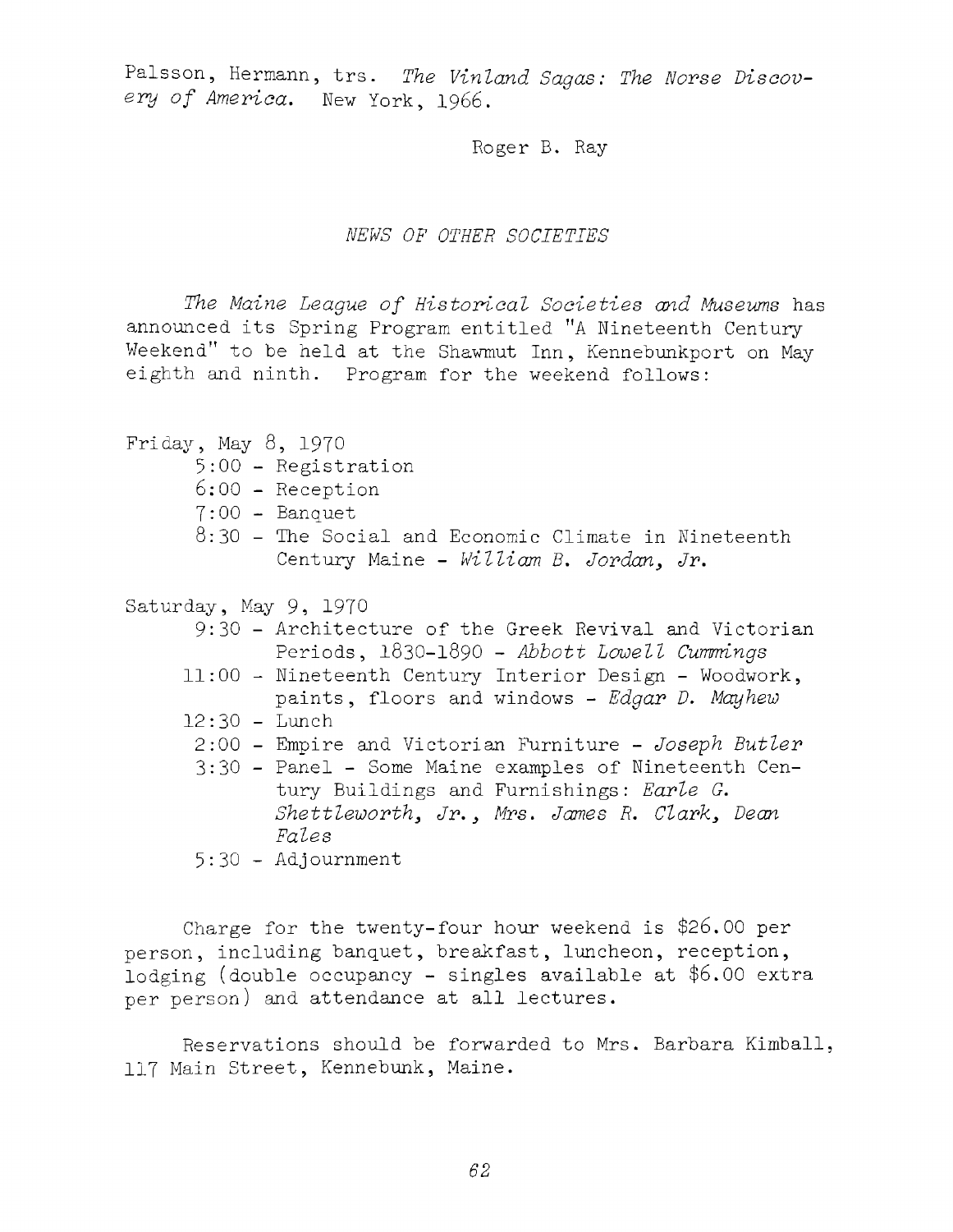Palsson, Hermann, trs. *The Vinland Sagas: The Norse Discovery of America.* New York, 1966.

Roger B. Ray

## *NEWS OF OTHER SOCIETIES*

*The Maine League of Historical Societies and Museums* has announced its Spring Program entitled "A Nineteenth Century Weekend" to be held at the Shawmut Inn, Kennebunkport on May eighth and ninth. Program for the weekend follows:

Friday, May 8, 1970

- 5:00 - Registration
- 6:00 - Reception
- 7:00 - Banquet
- 8:30 - The Social and Economic Climate in Nineteenth Century Maine - *William B. Jordan, Jr.*

Saturday, May 9, 1970

- 9:30 - Architecture of the Greek Revival and Victorian Periods, 1830-1890 - *Abbott Lowell Cummings*
- 11:00 - Nineteenth Century Interior Design - Woodwork, paints, floors and windows - *Edgar D. Mayhew*
- 12:30 - Lunch
- 2:00 - Empire and Victorian Furniture - *Joseph Butler*
- 3:30 - Panel - Some Maine examples of Nineteenth Century Buildings and Furnishings: *Earle G. Shettleworth, Jr., Mrs. James R. Clark, Dean Fales*
- 5:30 - Adjournment

Charge for the twenty-four hour weekend is $26.00 per person, including banquet, breakfast, luncheon, reception, lodging (double occupancy - singles available at $6.00 extra per person) and attendance at all lectures.

Reservations should be forwarded to Mrs. Barbara Kimball, 117 Main Street, Kennebunk, Maine.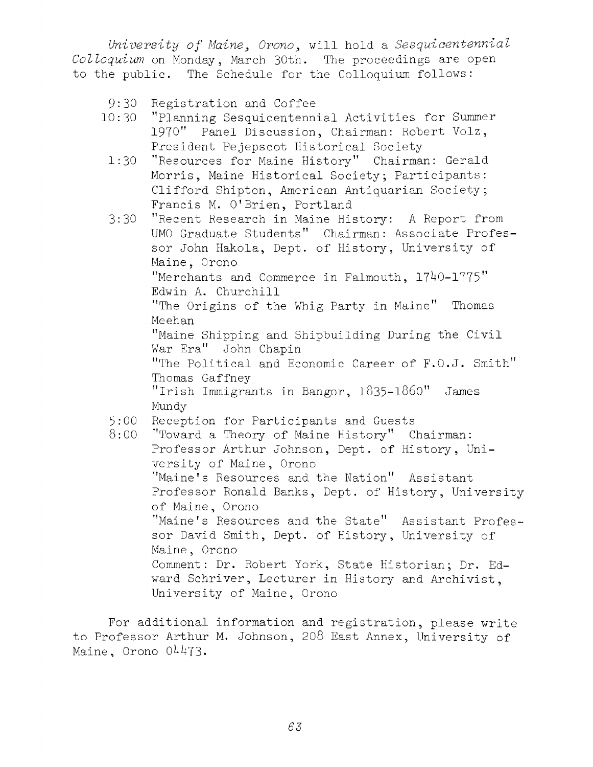*University of Maine, Orono,* will hold a *Sesquicentennial Colloquium* on Monday, March 30th. The proceedings are open to the public. The Schedule for the Colloquium follows:

9:30 Registration and Coffee

10:30 "Planning Sesquicentennial Activities for Summer 1970" Panel Discussion, Chairman: Robert Volz, President Pejepscot Historical Society

1:30 "Resources for Maine History" Chairman: Gerald Morris, Maine Historical Society; Participants: Clifford Shipton, American Antiquarian Society; Francis M. O'Brien, Portland

3:30 "Recent Research in Maine History: A Report from UMO Graduate Students" Chairman: Associate Professor John Hakola, Dept. of History, University of Maine, Orono

"Merchants and Commerce in Falmouth, 1740-1775" Edwin A. Churchill

"The Origins of the Whig Party in Maine" Thomas Meehan

"Maine Shipping and Shipbuilding During the Civil War Era" John Chapin

"The Political and Economic Career of F.O.J. Smith" Thomas Gaffney

"Irish Immigrants in Bangor, 1835-1860" James Mundy

5:00 Reception for Participants and Guests

8:00 "Toward a Theory of Maine History" Chairman: Professor Arthur Johnson, Dept. of History, University of Maine, Orono

"Maine's Resources and the Nation" Assistant Professor Ronald Banks, Dept. of History, University of Maine, Orono

"Maine's Resources and the State" Assistant Professor David Smith, Dept. of History, University of Maine, Orono

Comment: Dr. Robert York, State Historian; Dr. Edward Schriver, Lecturer in History and Archivist, University of Maine, Orono

For additional information and registration, please write to Professor Arthur M. Johnson, 208 East Annex, University of Maine, Orono 04473.